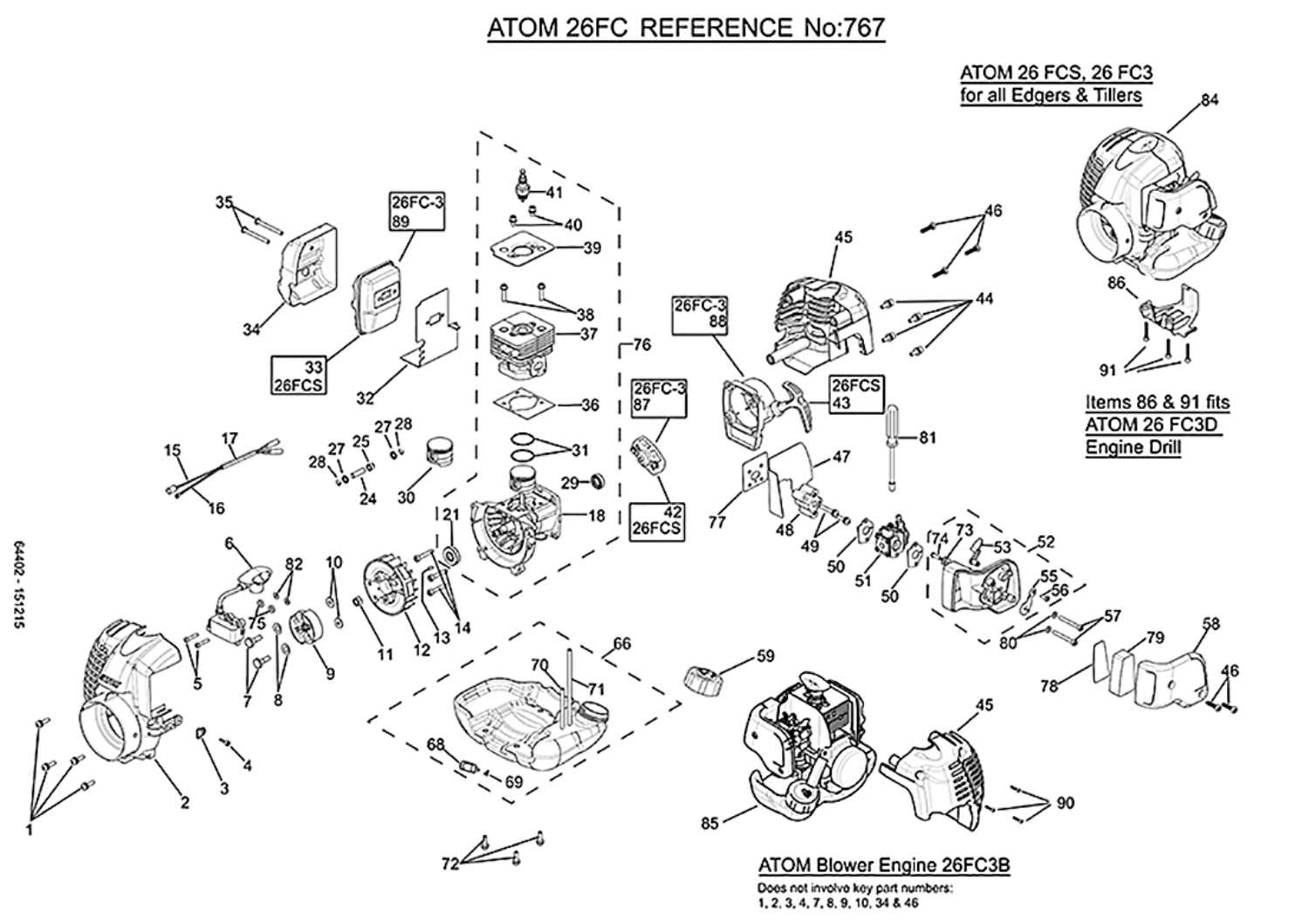# ATOM 26FC REFERENCE No:767

ATOM 26 FCS, 26 FC3
for all Edgers & Tillers

Items 86 & 91 fits
ATOM 26 FC3D
Engine Drill

26FC-3 89

33 26FCS

26FC-3 88

26FCS 43

26FC-3 87

42 26FCS

64402 - 151215

ATOM Blower Engine 26FC3B

Does not involve key part numbers:
1, 2, 3, 4, 7, 8, 9, 10, 34 & 46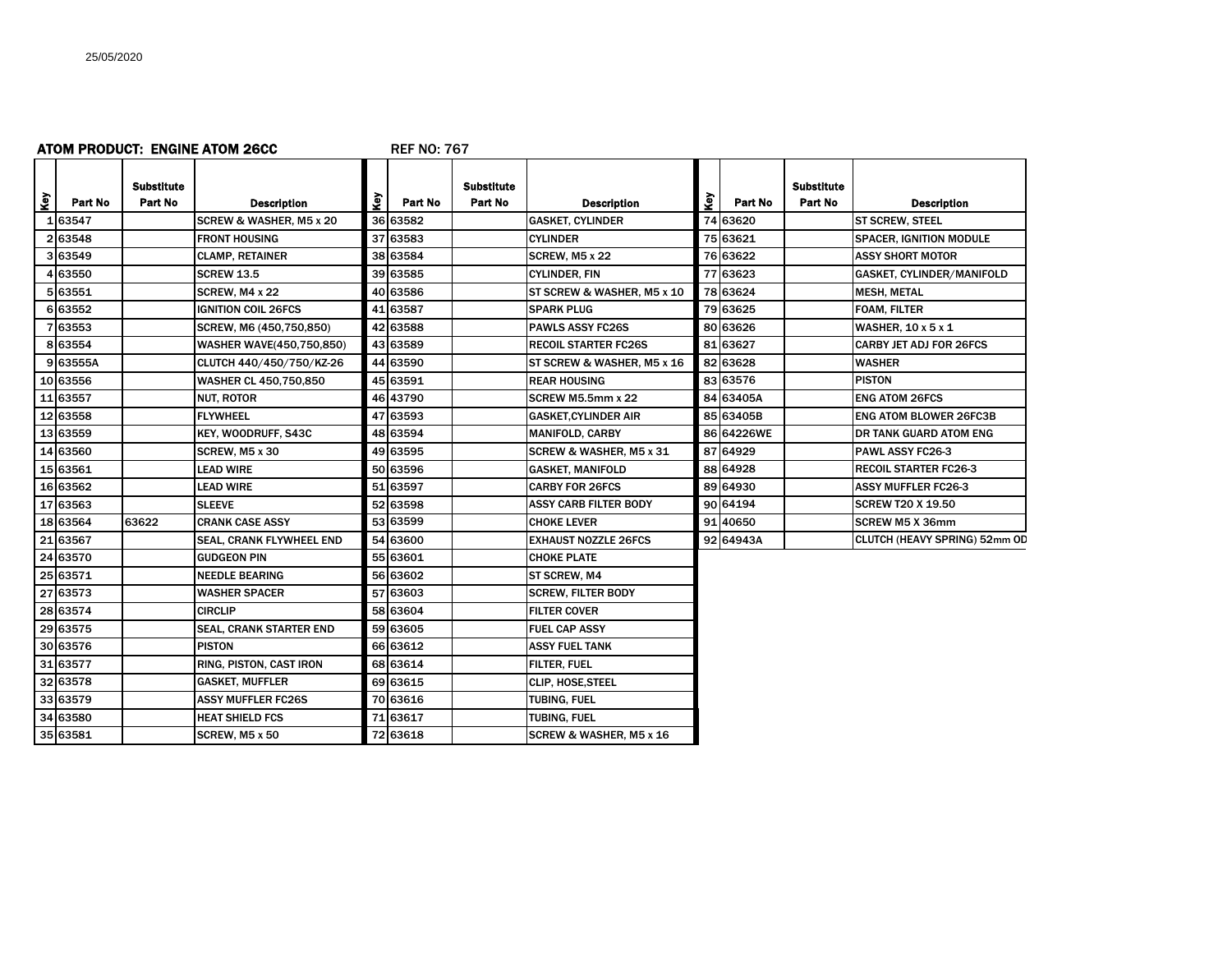25/05/2020

**ATOM PRODUCT: ENGINE ATOM 26CC** REF NO: 767

| Key | Part No | Substitute Part No | Description | Key | Part No | Substitute Part No | Description | Key | Part No | Substitute Part No | Description |
|---|---|---|---|---|---|---|---|---|---|---|---|
| 1 | 63547 | | SCREW & WASHER, M5 x 20 | 36 | 63582 | | GASKET, CYLINDER | 74 | 63620 | | ST SCREW, STEEL |
| 2 | 63548 | | FRONT HOUSING | 37 | 63583 | | CYLINDER | 75 | 63621 | | SPACER, IGNITION MODULE |
| 3 | 63549 | | CLAMP, RETAINER | 38 | 63584 | | SCREW, M5 x 22 | 76 | 63622 | | ASSY SHORT MOTOR |
| 4 | 63550 | | SCREW 13.5 | 39 | 63585 | | CYLINDER, FIN | 77 | 63623 | | GASKET, CYLINDER/MANIFOLD |
| 5 | 63551 | | SCREW, M4 x 22 | 40 | 63586 | | ST SCREW & WASHER, M5 x 10 | 78 | 63624 | | MESH, METAL |
| 6 | 63552 | | IGNITION COIL 26FCS | 41 | 63587 | | SPARK PLUG | 79 | 63625 | | FOAM, FILTER |
| 7 | 63553 | | SCREW, M6 (450,750,850) | 42 | 63588 | | PAWLS ASSY FC26S | 80 | 63626 | | WASHER, 10 x 5 x 1 |
| 8 | 63554 | | WASHER WAVE(450,750,850) | 43 | 63589 | | RECOIL STARTER FC26S | 81 | 63627 | | CARBY JET ADJ FOR 26FCS |
| 9 | 63555A | | CLUTCH 440/450/750/KZ-26 | 44 | 63590 | | ST SCREW & WASHER, M5 x 16 | 82 | 63628 | | WASHER |
| 10 | 63556 | | WASHER CL 450,750,850 | 45 | 63591 | | REAR HOUSING | 83 | 63576 | | PISTON |
| 11 | 63557 | | NUT, ROTOR | 46 | 43790 | | SCREW M5.5mm x 22 | 84 | 63405A | | ENG ATOM 26FCS |
| 12 | 63558 | | FLYWHEEL | 47 | 63593 | | GASKET,CYLINDER AIR | 85 | 63405B | | ENG ATOM BLOWER 26FC3B |
| 13 | 63559 | | KEY, WOODRUFF, S43C | 48 | 63594 | | MANIFOLD, CARBY | 86 | 64226WE | | DR TANK GUARD ATOM ENG |
| 14 | 63560 | | SCREW, M5 x 30 | 49 | 63595 | | SCREW & WASHER, M5 x 31 | 87 | 64929 | | PAWL ASSY FC26-3 |
| 15 | 63561 | | LEAD WIRE | 50 | 63596 | | GASKET, MANIFOLD | 88 | 64928 | | RECOIL STARTER FC26-3 |
| 16 | 63562 | | LEAD WIRE | 51 | 63597 | | CARBY FOR 26FCS | 89 | 64930 | | ASSY MUFFLER FC26-3 |
| 17 | 63563 | | SLEEVE | 52 | 63598 | | ASSY CARB FILTER BODY | 90 | 64194 | | SCREW T20 X 19.50 |
| 18 | 63564 | 63622 | CRANK CASE ASSY | 53 | 63599 | | CHOKE LEVER | 91 | 40650 | | SCREW M5 X 36mm |
| 21 | 63567 | | SEAL, CRANK FLYWHEEL END | 54 | 63600 | | EXHAUST NOZZLE 26FCS | 92 | 64943A | | CLUTCH (HEAVY SPRING) 52mm OD |
| 24 | 63570 | | GUDGEON PIN | 55 | 63601 | | CHOKE PLATE | | | | |
| 25 | 63571 | | NEEDLE BEARING | 56 | 63602 | | ST SCREW, M4 | | | | |
| 27 | 63573 | | WASHER SPACER | 57 | 63603 | | SCREW, FILTER BODY | | | | |
| 28 | 63574 | | CIRCLIP | 58 | 63604 | | FILTER COVER | | | | |
| 29 | 63575 | | SEAL, CRANK STARTER END | 59 | 63605 | | FUEL CAP ASSY | | | | |
| 30 | 63576 | | PISTON | 66 | 63612 | | ASSY FUEL TANK | | | | |
| 31 | 63577 | | RING, PISTON, CAST IRON | 68 | 63614 | | FILTER, FUEL | | | | |
| 32 | 63578 | | GASKET, MUFFLER | 69 | 63615 | | CLIP, HOSE,STEEL | | | | |
| 33 | 63579 | | ASSY MUFFLER FC26S | 70 | 63616 | | TUBING, FUEL | | | | |
| 34 | 63580 | | HEAT SHIELD FCS | 71 | 63617 | | TUBING, FUEL | | | | |
| 35 | 63581 | | SCREW, M5 x 50 | 72 | 63618 | | SCREW & WASHER, M5 x 16 | | | | |